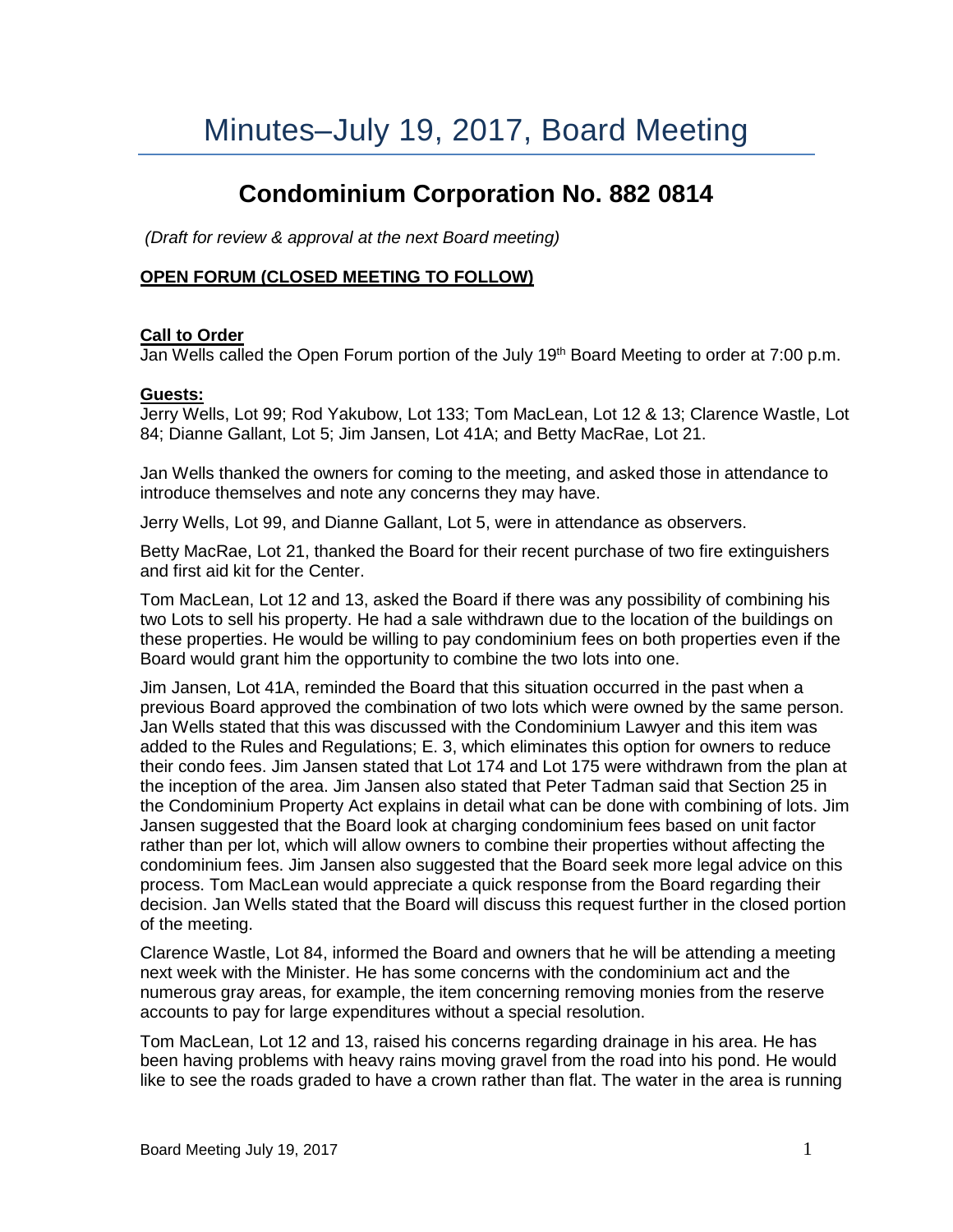# Minutes–July 19, 2017, Board Meeting

## Condominium Corporation No. 882 0814

*(Draft for review & approval at the next Board meeting)*

**OPEN FORUM (CLOSED MEETING TO FOLLOW)**

**Call to Order**

Jan Wells called the Open Forum portion of the July 19th Board Meeting to order at 7:00 p.m.

**Guests:**

Jerry Wells, Lot 99; Rod Yakubow, Lot 133; Tom MacLean, Lot 12 & 13; Clarence Wastle, Lot 84; Dianne Gallant, Lot 5; Jim Jansen, Lot 41A; and Betty MacRae, Lot 21.

Jan Wells thanked the owners for coming to the meeting, and asked those in attendance to introduce themselves and note any concerns they may have.

Jerry Wells, Lot 99, and Dianne Gallant, Lot 5, were in attendance as observers.

Betty MacRae, Lot 21, thanked the Board for their recent purchase of two fire extinguishers and first aid kit for the Center.

Tom MacLean, Lot 12 and 13, asked the Board if there was any possibility of combining his two Lots to sell his property. He had a sale withdrawn due to the location of the buildings on these properties. He would be willing to pay condominium fees on both properties even if the Board would grant him the opportunity to combine the two lots into one.

Jim Jansen, Lot 41A, reminded the Board that this situation occurred in the past when a previous Board approved the combination of two lots which were owned by the same person. Jan Wells stated that this was discussed with the Condominium Lawyer and this item was added to the Rules and Regulations; E. 3, which eliminates this option for owners to reduce their condo fees. Jim Jansen stated that Lot 174 and Lot 175 were withdrawn from the plan at the inception of the area. Jim Jansen also stated that Peter Tadman said that Section 25 in the Condominium Property Act explains in detail what can be done with combining of lots. Jim Jansen suggested that the Board look at charging condominium fees based on unit factor rather than per lot, which will allow owners to combine their properties without affecting the condominium fees. Jim Jansen also suggested that the Board seek more legal advice on this process. Tom MacLean would appreciate a quick response from the Board regarding their decision. Jan Wells stated that the Board will discuss this request further in the closed portion of the meeting.

Clarence Wastle, Lot 84, informed the Board and owners that he will be attending a meeting next week with the Minister. He has some concerns with the condominium act and the numerous gray areas, for example, the item concerning removing monies from the reserve accounts to pay for large expenditures without a special resolution.

Tom MacLean, Lot 12 and 13, raised his concerns regarding drainage in his area. He has been having problems with heavy rains moving gravel from the road into his pond. He would like to see the roads graded to have a crown rather than flat. The water in the area is running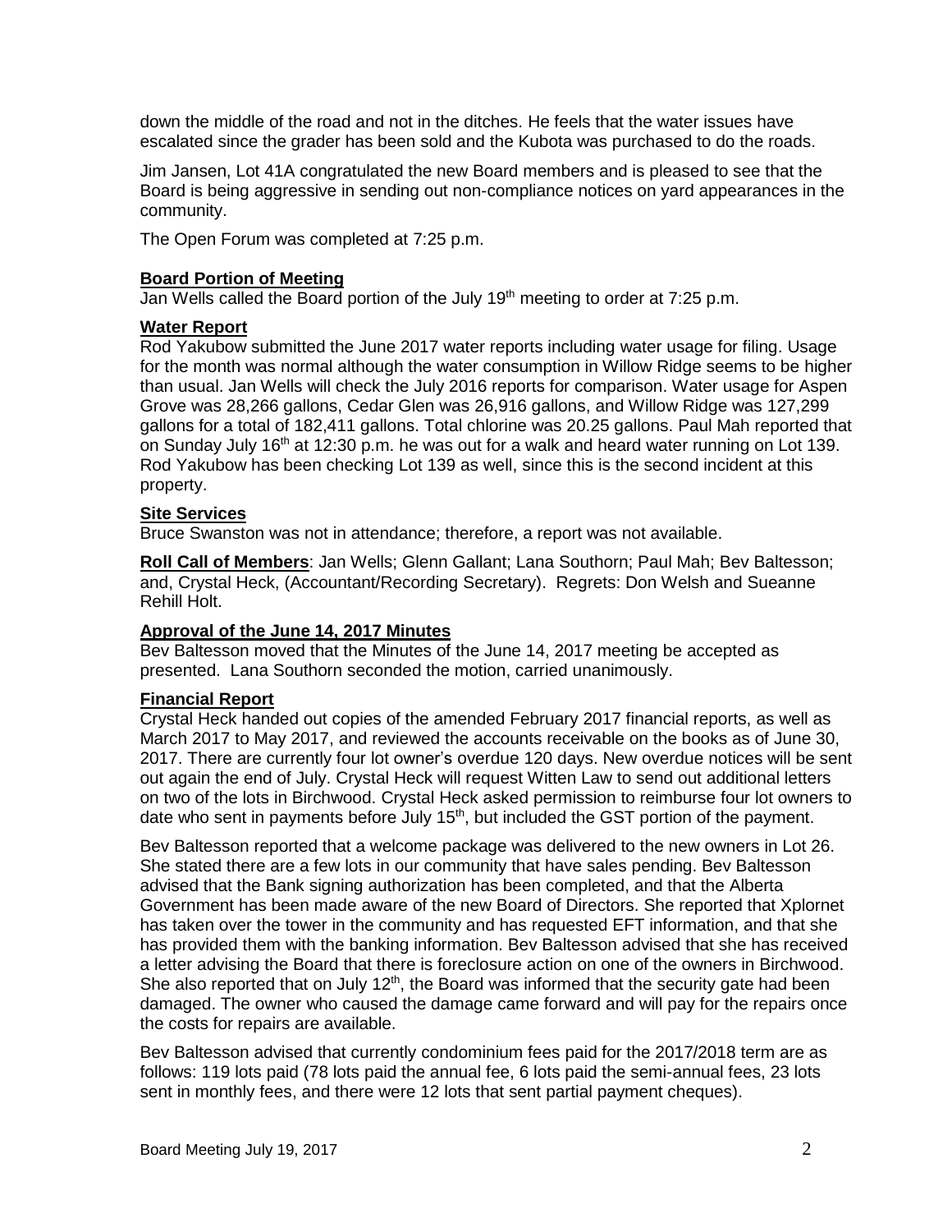down the middle of the road and not in the ditches. He feels that the water issues have escalated since the grader has been sold and the Kubota was purchased to do the roads.

Jim Jansen, Lot 41A congratulated the new Board members and is pleased to see that the Board is being aggressive in sending out non-compliance notices on yard appearances in the community.

The Open Forum was completed at 7:25 p.m.

**Board Portion of Meeting**

Jan Wells called the Board portion of the July 19th meeting to order at 7:25 p.m.

**Water Report**

Rod Yakubow submitted the June 2017 water reports including water usage for filing. Usage for the month was normal although the water consumption in Willow Ridge seems to be higher than usual. Jan Wells will check the July 2016 reports for comparison. Water usage for Aspen Grove was 28,266 gallons, Cedar Glen was 26,916 gallons, and Willow Ridge was 127,299 gallons for a total of 182,411 gallons. Total chlorine was 20.25 gallons. Paul Mah reported that on Sunday July 16th at 12:30 p.m. he was out for a walk and heard water running on Lot 139. Rod Yakubow has been checking Lot 139 as well, since this is the second incident at this property.

**Site Services**

Bruce Swanston was not in attendance; therefore, a report was not available.

**Roll Call of Members**: Jan Wells; Glenn Gallant; Lana Southorn; Paul Mah; Bev Baltesson; and, Crystal Heck, (Accountant/Recording Secretary). Regrets: Don Welsh and Sueanne Rehill Holt.

**Approval of the June 14, 2017 Minutes**

Bev Baltesson moved that the Minutes of the June 14, 2017 meeting be accepted as presented. Lana Southorn seconded the motion, carried unanimously.

**Financial Report**

Crystal Heck handed out copies of the amended February 2017 financial reports, as well as March 2017 to May 2017, and reviewed the accounts receivable on the books as of June 30, 2017. There are currently four lot owner's overdue 120 days. New overdue notices will be sent out again the end of July. Crystal Heck will request Witten Law to send out additional letters on two of the lots in Birchwood. Crystal Heck asked permission to reimburse four lot owners to date who sent in payments before July 15th, but included the GST portion of the payment.

Bev Baltesson reported that a welcome package was delivered to the new owners in Lot 26. She stated there are a few lots in our community that have sales pending. Bev Baltesson advised that the Bank signing authorization has been completed, and that the Alberta Government has been made aware of the new Board of Directors. She reported that Xplornet has taken over the tower in the community and has requested EFT information, and that she has provided them with the banking information. Bev Baltesson advised that she has received a letter advising the Board that there is foreclosure action on one of the owners in Birchwood. She also reported that on July 12th, the Board was informed that the security gate had been damaged. The owner who caused the damage came forward and will pay for the repairs once the costs for repairs are available.

Bev Baltesson advised that currently condominium fees paid for the 2017/2018 term are as follows: 119 lots paid (78 lots paid the annual fee, 6 lots paid the semi-annual fees, 23 lots sent in monthly fees, and there were 12 lots that sent partial payment cheques).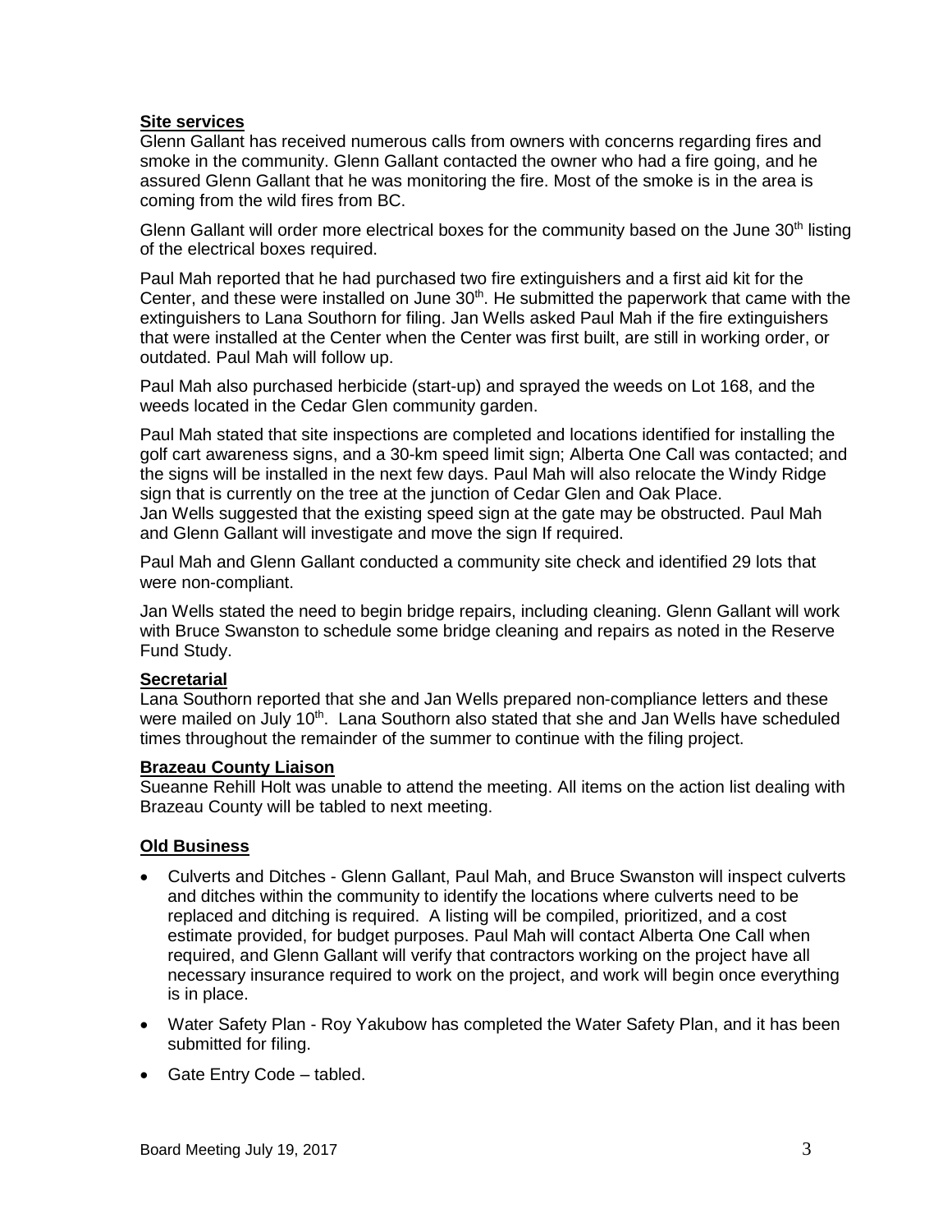**Site services**

Glenn Gallant has received numerous calls from owners with concerns regarding fires and smoke in the community. Glenn Gallant contacted the owner who had a fire going, and he assured Glenn Gallant that he was monitoring the fire. Most of the smoke is in the area is coming from the wild fires from BC.

Glenn Gallant will order more electrical boxes for the community based on the June 30th listing of the electrical boxes required.

Paul Mah reported that he had purchased two fire extinguishers and a first aid kit for the Center, and these were installed on June 30th. He submitted the paperwork that came with the extinguishers to Lana Southorn for filing. Jan Wells asked Paul Mah if the fire extinguishers that were installed at the Center when the Center was first built, are still in working order, or outdated. Paul Mah will follow up.

Paul Mah also purchased herbicide (start-up) and sprayed the weeds on Lot 168, and the weeds located in the Cedar Glen community garden.

Paul Mah stated that site inspections are completed and locations identified for installing the golf cart awareness signs, and a 30-km speed limit sign; Alberta One Call was contacted; and the signs will be installed in the next few days. Paul Mah will also relocate the Windy Ridge sign that is currently on the tree at the junction of Cedar Glen and Oak Place. Jan Wells suggested that the existing speed sign at the gate may be obstructed. Paul Mah and Glenn Gallant will investigate and move the sign If required.

Paul Mah and Glenn Gallant conducted a community site check and identified 29 lots that were non-compliant.

Jan Wells stated the need to begin bridge repairs, including cleaning. Glenn Gallant will work with Bruce Swanston to schedule some bridge cleaning and repairs as noted in the Reserve Fund Study.

**Secretarial**

Lana Southorn reported that she and Jan Wells prepared non-compliance letters and these were mailed on July 10th. Lana Southorn also stated that she and Jan Wells have scheduled times throughout the remainder of the summer to continue with the filing project.

**Brazeau County Liaison**

Sueanne Rehill Holt was unable to attend the meeting. All items on the action list dealing with Brazeau County will be tabled to next meeting.

**Old Business**

- Culverts and Ditches - Glenn Gallant, Paul Mah, and Bruce Swanston will inspect culverts and ditches within the community to identify the locations where culverts need to be replaced and ditching is required. A listing will be compiled, prioritized, and a cost estimate provided, for budget purposes. Paul Mah will contact Alberta One Call when required, and Glenn Gallant will verify that contractors working on the project have all necessary insurance required to work on the project, and work will begin once everything is in place.
- Water Safety Plan - Roy Yakubow has completed the Water Safety Plan, and it has been submitted for filing.
- Gate Entry Code – tabled.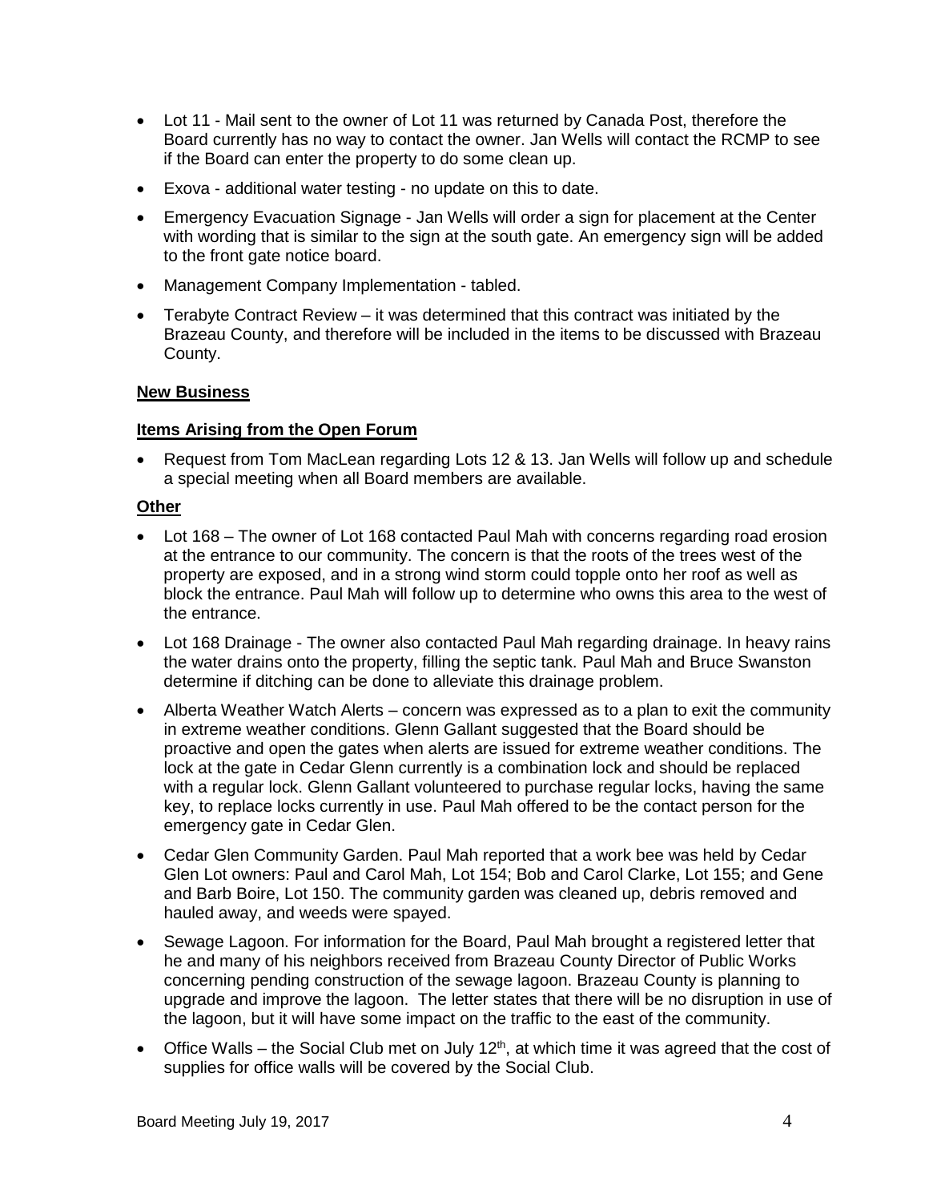- Lot 11 - Mail sent to the owner of Lot 11 was returned by Canada Post, therefore the Board currently has no way to contact the owner. Jan Wells will contact the RCMP to see if the Board can enter the property to do some clean up.
- Exova - additional water testing - no update on this to date.
- Emergency Evacuation Signage - Jan Wells will order a sign for placement at the Center with wording that is similar to the sign at the south gate. An emergency sign will be added to the front gate notice board.
- Management Company Implementation - tabled.
- Terabyte Contract Review – it was determined that this contract was initiated by the Brazeau County, and therefore will be included in the items to be discussed with Brazeau County.

**New Business**

**Items Arising from the Open Forum**

- Request from Tom MacLean regarding Lots 12 & 13. Jan Wells will follow up and schedule a special meeting when all Board members are available.

**Other**

- Lot 168 – The owner of Lot 168 contacted Paul Mah with concerns regarding road erosion at the entrance to our community. The concern is that the roots of the trees west of the property are exposed, and in a strong wind storm could topple onto her roof as well as block the entrance. Paul Mah will follow up to determine who owns this area to the west of the entrance.
- Lot 168 Drainage - The owner also contacted Paul Mah regarding drainage. In heavy rains the water drains onto the property, filling the septic tank. Paul Mah and Bruce Swanston determine if ditching can be done to alleviate this drainage problem.
- Alberta Weather Watch Alerts – concern was expressed as to a plan to exit the community in extreme weather conditions. Glenn Gallant suggested that the Board should be proactive and open the gates when alerts are issued for extreme weather conditions. The lock at the gate in Cedar Glenn currently is a combination lock and should be replaced with a regular lock. Glenn Gallant volunteered to purchase regular locks, having the same key, to replace locks currently in use. Paul Mah offered to be the contact person for the emergency gate in Cedar Glen.
- Cedar Glen Community Garden. Paul Mah reported that a work bee was held by Cedar Glen Lot owners: Paul and Carol Mah, Lot 154; Bob and Carol Clarke, Lot 155; and Gene and Barb Boire, Lot 150. The community garden was cleaned up, debris removed and hauled away, and weeds were spayed.
- Sewage Lagoon. For information for the Board, Paul Mah brought a registered letter that he and many of his neighbors received from Brazeau County Director of Public Works concerning pending construction of the sewage lagoon. Brazeau County is planning to upgrade and improve the lagoon. The letter states that there will be no disruption in use of the lagoon, but it will have some impact on the traffic to the east of the community.
- Office Walls – the Social Club met on July 12th, at which time it was agreed that the cost of supplies for office walls will be covered by the Social Club.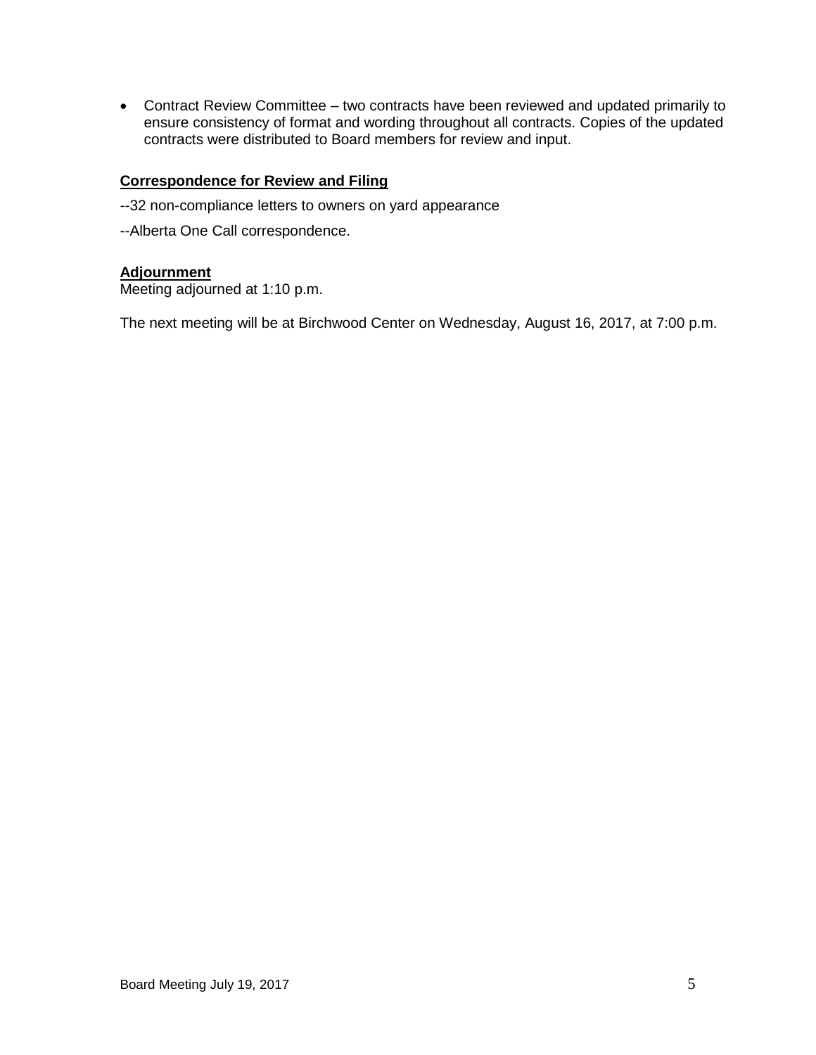- Contract Review Committee – two contracts have been reviewed and updated primarily to ensure consistency of format and wording throughout all contracts. Copies of the updated contracts were distributed to Board members for review and input.

**Correspondence for Review and Filing**

--32 non-compliance letters to owners on yard appearance

--Alberta One Call correspondence.

**Adjournment**

Meeting adjourned at 1:10 p.m.

The next meeting will be at Birchwood Center on Wednesday, August 16, 2017, at 7:00 p.m.